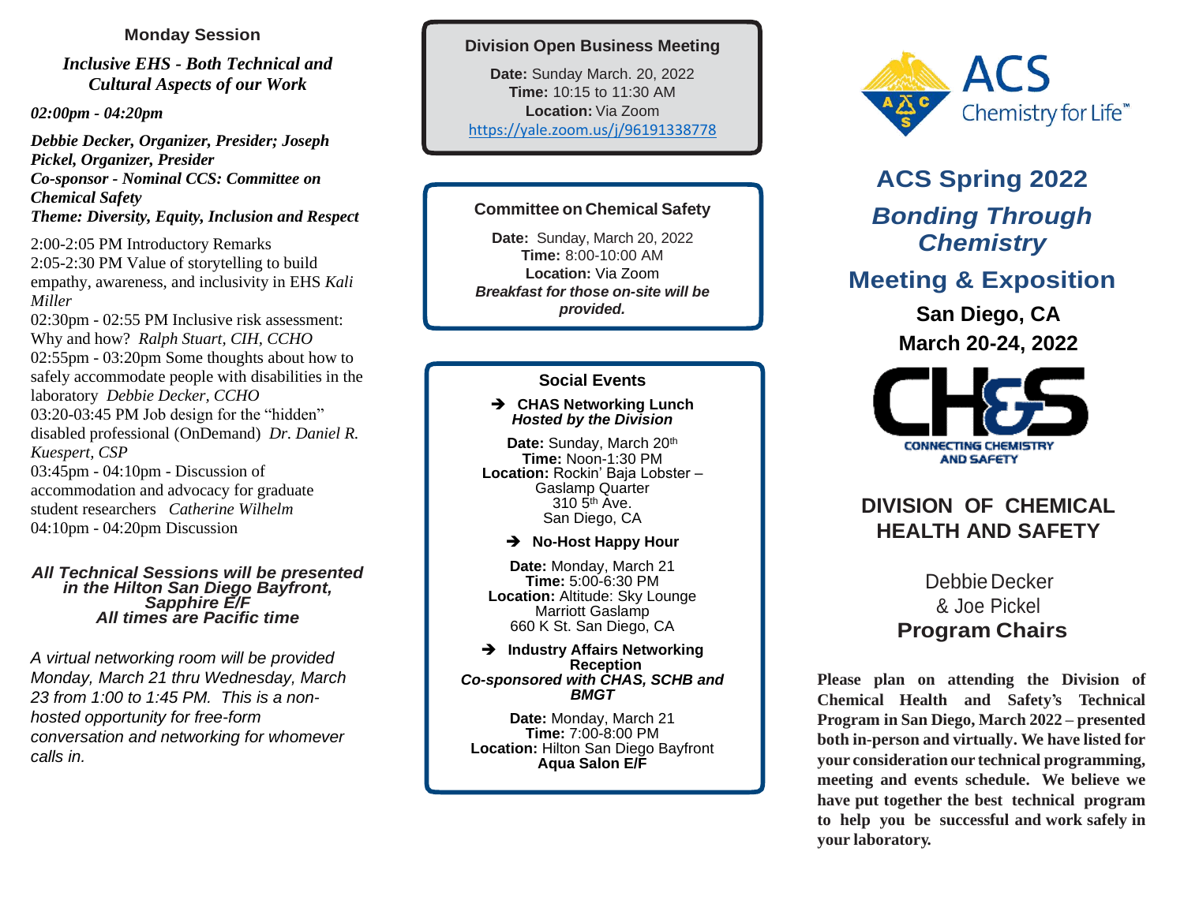### Monday Session

***Inclusive EHS - Both Technical and Cultural Aspects of our Work***

***02:00pm - 04:20pm***

***Debbie Decker, Organizer, Presider; Joseph Pickel, Organizer, Presider***
***Co-sponsor - Nominal CCS: Committee on Chemical Safety***
***Theme: Diversity, Equity, Inclusion and Respect***

2:00-2:05 PM Introductory Remarks
2:05-2:30 PM Value of storytelling to build empathy, awareness, and inclusivity in EHS *Kali Miller*
02:30pm - 02:55 PM Inclusive risk assessment: Why and how? *Ralph Stuart, CIH, CCHO*
02:55pm - 03:20pm Some thoughts about how to safely accommodate people with disabilities in the laboratory *Debbie Decker, CCHO*
03:20-03:45 PM Job design for the "hidden" disabled professional (OnDemand) *Dr. Daniel R. Kuespert, CSP*
03:45pm - 04:10pm - Discussion of accommodation and advocacy for graduate student researchers *Catherine Wilhelm*
04:10pm - 04:20pm Discussion

***All Technical Sessions will be presented in the Hilton San Diego Bayfront, Sapphire E/F***
***All times are Pacific time***

*A virtual networking room will be provided Monday, March 21 thru Wednesday, March 23 from 1:00 to 1:45 PM. This is a non-hosted opportunity for free-form conversation and networking for whomever calls in.*

### Division Open Business Meeting

**Date:** Sunday March. 20, 2022
**Time:** 10:15 to 11:30 AM
**Location:** Via Zoom
https://yale.zoom.us/j/96191338778

### Committee on Chemical Safety

**Date:** Sunday, March 20, 2022
**Time:** 8:00-10:00 AM
**Location:** Via Zoom
***Breakfast for those on-site will be provided.***

### Social Events

➔ **CHAS Networking Lunch**
***Hosted by the Division***

**Date:** Sunday, March 20th
**Time:** Noon-1:30 PM
**Location:** Rockin' Baja Lobster – Gaslamp Quarter
310 5th Ave.
San Diego, CA

➔ **No-Host Happy Hour**

**Date:** Monday, March 21
**Time:** 5:00-6:30 PM
**Location:** Altitude: Sky Lounge
Marriott Gaslamp
660 K St. San Diego, CA

➔ **Industry Affairs Networking Reception**
***Co-sponsored with CHAS, SCHB and BMGT***

**Date:** Monday, March 21
**Time:** 7:00-8:00 PM
**Location:** Hilton San Diego Bayfront
**Aqua Salon E/F**

ACS Chemistry for Life™

## ACS Spring 2022
## *Bonding Through Chemistry*
## Meeting & Exposition

**San Diego, CA**
**March 20-24, 2022**

CH&S
CONNECTING CHEMISTRY AND SAFETY

## DIVISION OF CHEMICAL HEALTH AND SAFETY

Debbie Decker
& Joe Pickel
**Program Chairs**

**Please plan on attending the Division of Chemical Health and Safety's Technical Program in San Diego, March 2022 – presented both in-person and virtually. We have listed for your consideration our technical programming, meeting and events schedule. We believe we have put together the best technical program to help you be successful and work safely in your laboratory.**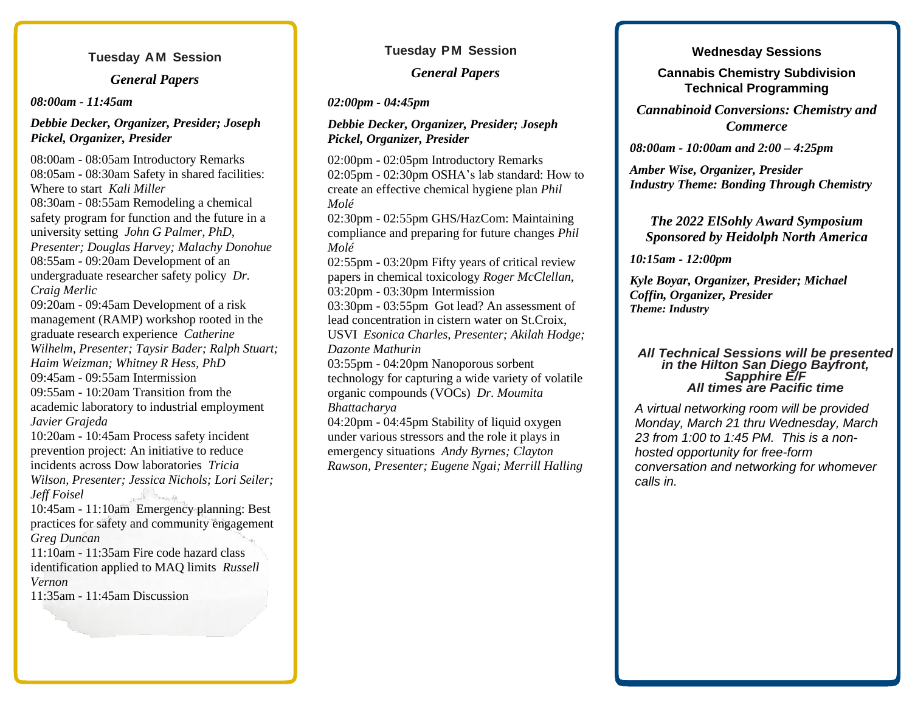## Tuesday AM Session

### *General Papers*

***08:00am - 11:45am***

***Debbie Decker, Organizer, Presider; Joseph Pickel, Organizer, Presider***

08:00am - 08:05am Introductory Remarks
08:05am - 08:30am Safety in shared facilities: Where to start *Kali Miller*
08:30am - 08:55am Remodeling a chemical safety program for function and the future in a university setting *John G Palmer, PhD, Presenter; Douglas Harvey; Malachy Donohue*
08:55am - 09:20am Development of an undergraduate researcher safety policy *Dr. Craig Merlic*
09:20am - 09:45am Development of a risk management (RAMP) workshop rooted in the graduate research experience *Catherine Wilhelm, Presenter; Taysir Bader; Ralph Stuart; Haim Weizman; Whitney R Hess, PhD*
09:45am - 09:55am Intermission
09:55am - 10:20am Transition from the academic laboratory to industrial employment *Javier Grajeda*
10:20am - 10:45am Process safety incident prevention project: An initiative to reduce incidents across Dow laboratories *Tricia Wilson, Presenter; Jessica Nichols; Lori Seiler; Jeff Foisel*
10:45am - 11:10am Emergency planning: Best practices for safety and community engagement *Greg Duncan*
11:10am - 11:35am Fire code hazard class identification applied to MAQ limits *Russell Vernon*
11:35am - 11:45am Discussion

## Tuesday PM Session

### *General Papers*

***02:00pm - 04:45pm***

***Debbie Decker, Organizer, Presider; Joseph Pickel, Organizer, Presider***

02:00pm - 02:05pm Introductory Remarks
02:05pm - 02:30pm OSHA's lab standard: How to create an effective chemical hygiene plan *Phil Molé*
02:30pm - 02:55pm GHS/HazCom: Maintaining compliance and preparing for future changes *Phil Molé*
02:55pm - 03:20pm Fifty years of critical review papers in chemical toxicology *Roger McClellan,*
03:20pm - 03:30pm Intermission
03:30pm - 03:55pm Got lead? An assessment of lead concentration in cistern water on St.Croix, USVI *Esonica Charles, Presenter; Akilah Hodge; Dazonte Mathurin*
03:55pm - 04:20pm Nanoporous sorbent technology for capturing a wide variety of volatile organic compounds (VOCs) *Dr. Moumita Bhattacharya*
04:20pm - 04:45pm Stability of liquid oxygen under various stressors and the role it plays in emergency situations *Andy Byrnes; Clayton Rawson, Presenter; Eugene Ngai; Merrill Halling*

## Wednesday Sessions

### Cannabis Chemistry Subdivision Technical Programming

### *Cannabinoid Conversions: Chemistry and Commerce*

***08:00am - 10:00am and 2:00 – 4:25pm***

***Amber Wise, Organizer, Presider***
***Industry Theme: Bonding Through Chemistry***

### *The 2022 ElSohly Award Symposium Sponsored by Heidolph North America*

***10:15am - 12:00pm***

***Kyle Boyar, Organizer, Presider; Michael Coffin, Organizer, Presider***
***Theme: Industry***

***All Technical Sessions will be presented in the Hilton San Diego Bayfront, Sapphire E/F***
***All times are Pacific time***

*A virtual networking room will be provided Monday, March 21 thru Wednesday, March 23 from 1:00 to 1:45 PM. This is a non-hosted opportunity for free-form conversation and networking for whomever calls in.*